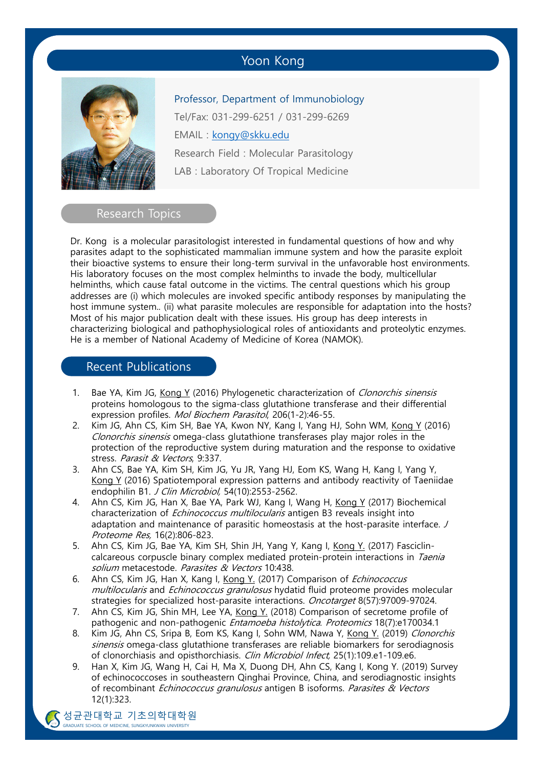# Yoon Kong

Professor, Department of Immunobiology

Tel/Fax: 031-299-6251 / 031-299-6269

EMAIL : kongy@skku.edu

Research Field : Molecular Parasitology

LAB : Laboratory Of Tropical Medicine

## Research Topics

Dr. Kong is a molecular parasitologist interested in fundamental questions of how and why parasites adapt to the sophisticated mammalian immune system and how the parasite exploit their bioactive systems to ensure their long-term survival in the unfavorable host environments. His laboratory focuses on the most complex helminths to invade the body, multicellular helminths, which cause fatal outcome in the victims. The central questions which his group addresses are (i) which molecules are invoked specific antibody responses by manipulating the host immune system.. (ii) what parasite molecules are responsible for adaptation into the hosts? Most of his major publication dealt with these issues. His group has deep interests in characterizing biological and pathophysiological roles of antioxidants and proteolytic enzymes. He is a member of National Academy of Medicine of Korea (NAMOK).

## Recent Publications

1. Bae YA, Kim JG, Kong Y (2016) Phylogenetic characterization of *Clonorchis sinensis* proteins homologous to the sigma-class glutathione transferase and their differential expression profiles. *Mol Biochem Parasitol*, 206(1-2):46-55.
2. Kim JG, Ahn CS, Kim SH, Bae YA, Kwon NY, Kang I, Yang HJ, Sohn WM, Kong Y (2016) *Clonorchis sinensis* omega-class glutathione transferases play major roles in the protection of the reproductive system during maturation and the response to oxidative stress. *Parasit & Vectors*, 9:337.
3. Ahn CS, Bae YA, Kim SH, Kim JG, Yu JR, Yang HJ, Eom KS, Wang H, Kang I, Yang Y, Kong Y (2016) Spatiotemporal expression patterns and antibody reactivity of Taeniidae endophilin B1. *J Clin Microbiol*, 54(10):2553-2562.
4. Ahn CS, Kim JG, Han X, Bae YA, Park WJ, Kang I, Wang H, Kong Y (2017) Biochemical characterization of *Echinococcus multilocularis* antigen B3 reveals insight into adaptation and maintenance of parasitic homeostasis at the host-parasite interface. *J Proteome Res*, 16(2):806-823.
5. Ahn CS, Kim JG, Bae YA, Kim SH, Shin JH, Yang Y, Kang I, Kong Y. (2017) Fasciclin-calcareous corpuscle binary complex mediated protein-protein interactions in *Taenia solium* metacestode. *Parasites & Vectors* 10:438.
6. Ahn CS, Kim JG, Han X, Kang I, Kong Y. (2017) Comparison of *Echinococcus multilocularis* and *Echinococcus granulosus* hydatid fluid proteome provides molecular strategies for specialized host-parasite interactions. *Oncotarget* 8(57):97009-97024.
7. Ahn CS, Kim JG, Shin MH, Lee YA, Kong Y. (2018) Comparison of secretome profile of pathogenic and non-pathogenic *Entamoeba histolytica*. *Proteomics* 18(7):e170034.1
8. Kim JG, Ahn CS, Sripa B, Eom KS, Kang I, Sohn WM, Nawa Y, Kong Y. (2019) *Clonorchis sinensis* omega-class glutathione transferases are reliable biomarkers for serodiagnosis of clonorchiasis and opisthorchiasis. *Clin Microbiol Infect*, 25(1):109.e1-109.e6.
9. Han X, Kim JG, Wang H, Cai H, Ma X, Duong DH, Ahn CS, Kang I, Kong Y. (2019) Survey of echinococcoses in southeastern Qinghai Province, China, and serodiagnostic insights of recombinant *Echinococcus granulosus* antigen B isoforms. *Parasites & Vectors* 12(1):323.

성균관대학교 기초의학대학원
GRADUATE SCHOOL OF MEDICINE, SUNGKYUNKWAN UNIVERSITY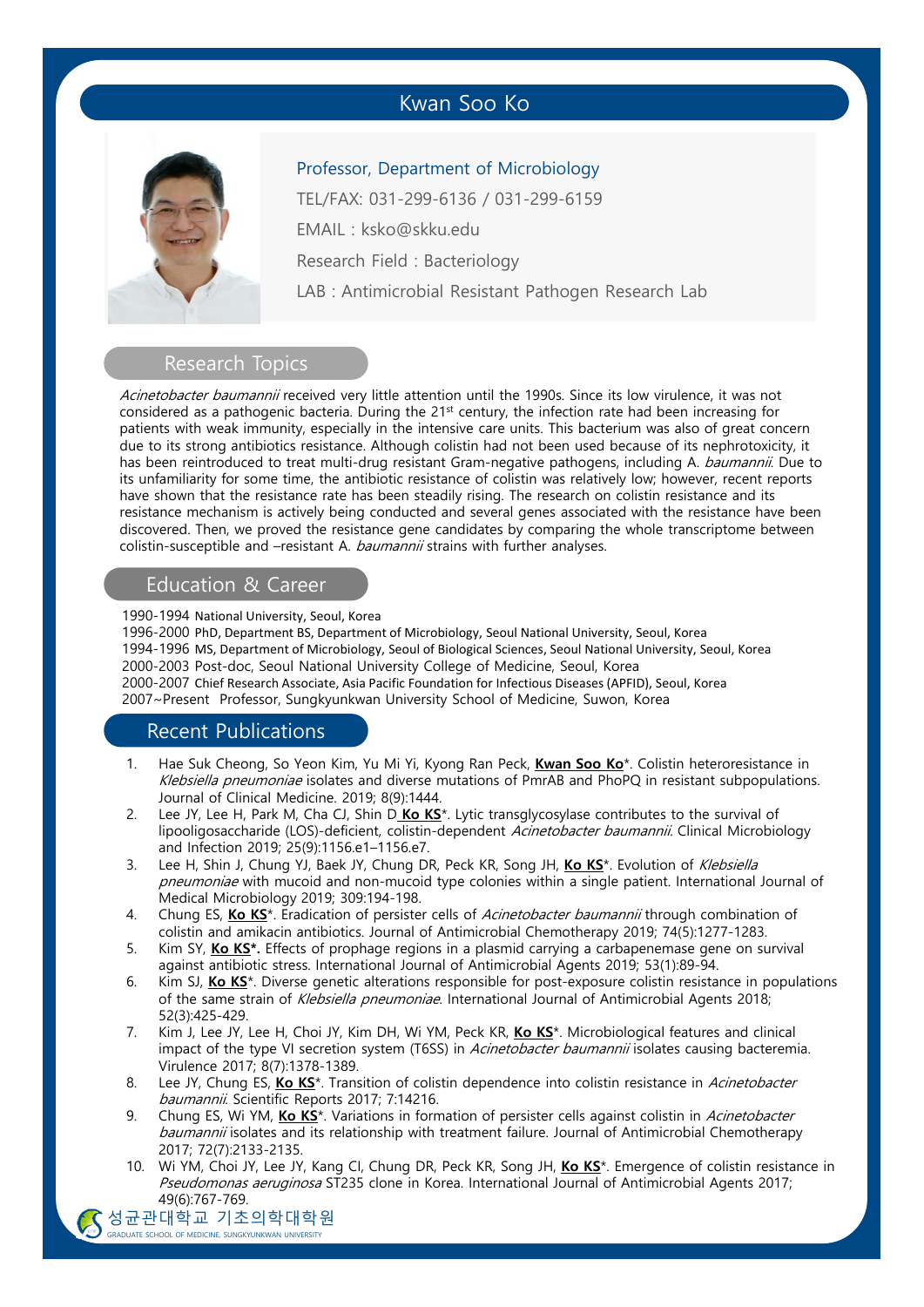# Kwan Soo Ko

Professor, Department of Microbiology

TEL/FAX: 031-299-6136 / 031-299-6159

EMAIL : ksko@skku.edu

Research Field : Bacteriology

LAB : Antimicrobial Resistant Pathogen Research Lab

## Research Topics

*Acinetobacter baumannii* received very little attention until the 1990s. Since its low virulence, it was not considered as a pathogenic bacteria. During the 21st century, the infection rate had been increasing for patients with weak immunity, especially in the intensive care units. This bacterium was also of great concern due to its strong antibiotics resistance. Although colistin had not been used because of its nephrotoxicity, it has been reintroduced to treat multi-drug resistant Gram-negative pathogens, including A. *baumannii*. Due to its unfamiliarity for some time, the antibiotic resistance of colistin was relatively low; however, recent reports have shown that the resistance rate has been steadily rising. The research on colistin resistance and its resistance mechanism is actively being conducted and several genes associated with the resistance have been discovered. Then, we proved the resistance gene candidates by comparing the whole transcriptome between colistin-susceptible and –resistant A. *baumannii* strains with further analyses.

## Education & Career

1990-1994 National University, Seoul, Korea
1996-2000 PhD, Department BS, Department of Microbiology, Seoul National University, Seoul, Korea
1994-1996 MS, Department of Microbiology, Seoul of Biological Sciences, Seoul National University, Seoul, Korea
2000-2003 Post-doc, Seoul National University College of Medicine, Seoul, Korea
2000-2007 Chief Research Associate, Asia Pacific Foundation for Infectious Diseases (APFID), Seoul, Korea
2007~Present Professor, Sungkyunkwan University School of Medicine, Suwon, Korea

## Recent Publications

1. Hae Suk Cheong, So Yeon Kim, Yu Mi Yi, Kyong Ran Peck, **Kwan Soo Ko***. Colistin heteroresistance in *Klebsiella pneumoniae* isolates and diverse mutations of PmrAB and PhoPQ in resistant subpopulations. Journal of Clinical Medicine. 2019; 8(9):1444.
2. Lee JY, Lee H, Park M, Cha CJ, Shin D **Ko KS***. Lytic transglycosylase contributes to the survival of lipooligosaccharide (LOS)-deficient, colistin-dependent *Acinetobacter baumannii*. Clinical Microbiology and Infection 2019; 25(9):1156.e1–1156.e7.
3. Lee H, Shin J, Chung YJ, Baek JY, Chung DR, Peck KR, Song JH, **Ko KS***. Evolution of *Klebsiella pneumoniae* with mucoid and non-mucoid type colonies within a single patient. International Journal of Medical Microbiology 2019; 309:194-198.
4. Chung ES, **Ko KS***. Eradication of persister cells of *Acinetobacter baumannii* through combination of colistin and amikacin antibiotics. Journal of Antimicrobial Chemotherapy 2019; 74(5):1277-1283.
5. Kim SY, **Ko KS*.** Effects of prophage regions in a plasmid carrying a carbapenemase gene on survival against antibiotic stress. International Journal of Antimicrobial Agents 2019; 53(1):89-94.
6. Kim SJ, **Ko KS***. Diverse genetic alterations responsible for post-exposure colistin resistance in populations of the same strain of *Klebsiella pneumoniae*. International Journal of Antimicrobial Agents 2018; 52(3):425-429.
7. Kim J, Lee JY, Lee H, Choi JY, Kim DH, Wi YM, Peck KR, **Ko KS***. Microbiological features and clinical impact of the type VI secretion system (T6SS) in *Acinetobacter baumannii* isolates causing bacteremia. Virulence 2017; 8(7):1378-1389.
8. Lee JY, Chung ES, **Ko KS***. Transition of colistin dependence into colistin resistance in *Acinetobacter baumannii*. Scientific Reports 2017; 7:14216.
9. Chung ES, Wi YM, **Ko KS***. Variations in formation of persister cells against colistin in *Acinetobacter baumannii* isolates and its relationship with treatment failure. Journal of Antimicrobial Chemotherapy 2017; 72(7):2133-2135.
10. Wi YM, Choi JY, Lee JY, Kang CI, Chung DR, Peck KR, Song JH, **Ko KS***. Emergence of colistin resistance in *Pseudomonas aeruginosa* ST235 clone in Korea. International Journal of Antimicrobial Agents 2017; 49(6):767-769.

성균관대학교 기초의학대학원
GRADUATE SCHOOL OF MEDICINE, SUNGKYUNKWAN UNIVERSITY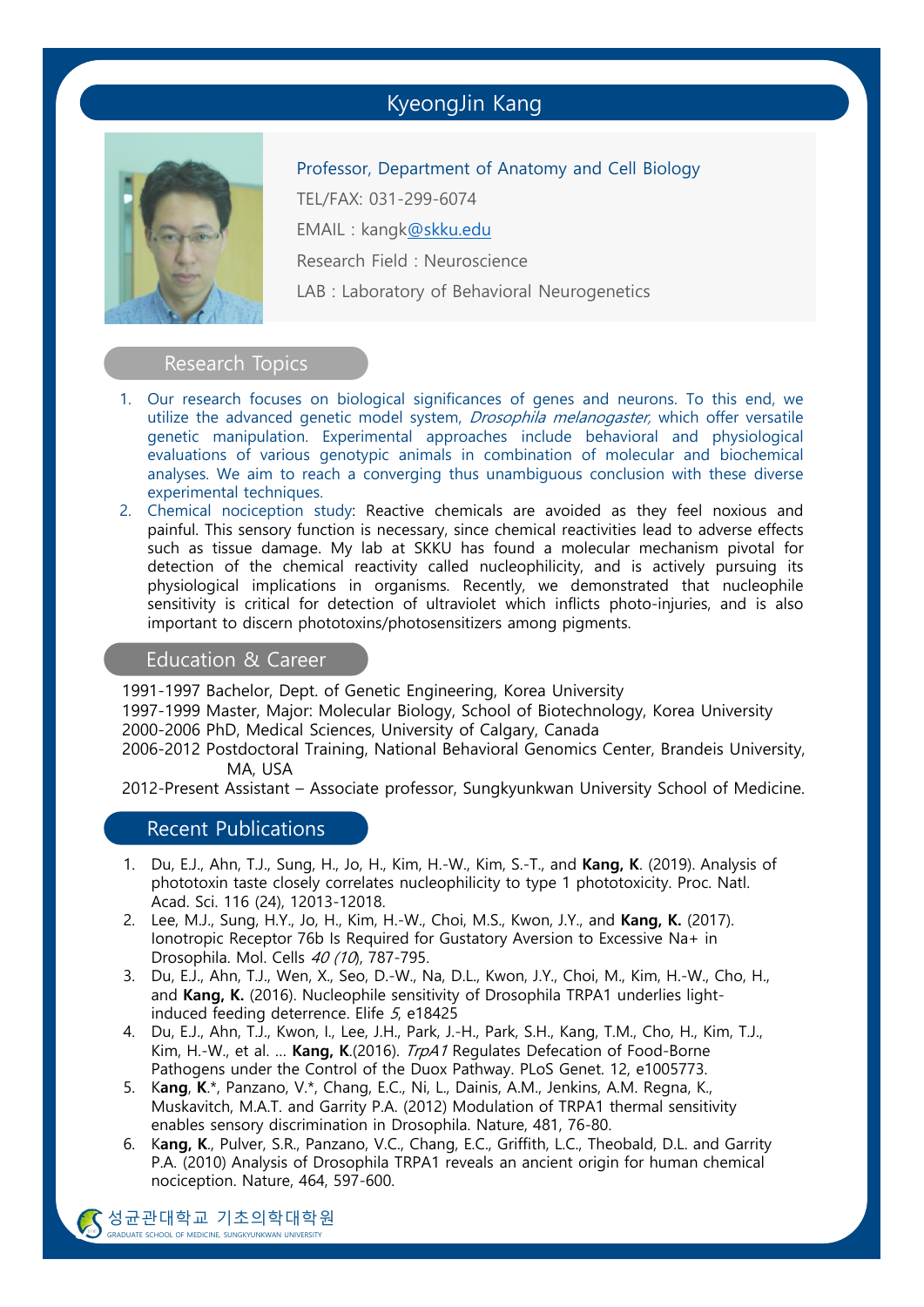# KyeongJin Kang

Professor, Department of Anatomy and Cell Biology

TEL/FAX: 031-299-6074

EMAIL : kangk@skku.edu

Research Field : Neuroscience

LAB : Laboratory of Behavioral Neurogenetics

## Research Topics

1. Our research focuses on biological significances of genes and neurons. To this end, we utilize the advanced genetic model system, *Drosophila melanogaster,* which offer versatile genetic manipulation. Experimental approaches include behavioral and physiological evaluations of various genotypic animals in combination of molecular and biochemical analyses. We aim to reach a converging thus unambiguous conclusion with these diverse experimental techniques.
2. Chemical nociception study: Reactive chemicals are avoided as they feel noxious and painful. This sensory function is necessary, since chemical reactivities lead to adverse effects such as tissue damage. My lab at SKKU has found a molecular mechanism pivotal for detection of the chemical reactivity called nucleophilicity, and is actively pursuing its physiological implications in organisms. Recently, we demonstrated that nucleophile sensitivity is critical for detection of ultraviolet which inflicts photo-injuries, and is also important to discern phototoxins/photosensitizers among pigments.

## Education & Career

1991-1997 Bachelor, Dept. of Genetic Engineering, Korea University

1997-1999 Master, Major: Molecular Biology, School of Biotechnology, Korea University

2000-2006 PhD, Medical Sciences, University of Calgary, Canada

2006-2012 Postdoctoral Training, National Behavioral Genomics Center, Brandeis University, MA, USA

2012-Present Assistant – Associate professor, Sungkyunkwan University School of Medicine.

## Recent Publications

1. Du, E.J., Ahn, T.J., Sung, H., Jo, H., Kim, H.-W., Kim, S.-T., and **Kang, K**. (2019). Analysis of phototoxin taste closely correlates nucleophilicity to type 1 phototoxicity. Proc. Natl. Acad. Sci. 116 (24), 12013-12018.
2. Lee, M.J., Sung, H.Y., Jo, H., Kim, H.-W., Choi, M.S., Kwon, J.Y., and **Kang, K.** (2017). Ionotropic Receptor 76b Is Required for Gustatory Aversion to Excessive Na+ in Drosophila. Mol. Cells *40 (10)*, 787-795.
3. Du, E.J., Ahn, T.J., Wen, X., Seo, D.-W., Na, D.L., Kwon, J.Y., Choi, M., Kim, H.-W., Cho, H., and **Kang, K.** (2016). Nucleophile sensitivity of Drosophila TRPA1 underlies light-induced feeding deterrence. Elife *5*, e18425
4. Du, E.J., Ahn, T.J., Kwon, I., Lee, J.H., Park, J.-H., Park, S.H., Kang, T.M., Cho, H., Kim, T.J., Kim, H.-W., et al. ... **Kang, K**.(2016). *TrpA1* Regulates Defecation of Food-Borne Pathogens under the Control of the Duox Pathway. PLoS Genet. 12, e1005773.
5. K**ang**, **K**.*, Panzano, V.*, Chang, E.C., Ni, L., Dainis, A.M., Jenkins, A.M. Regna, K., Muskavitch, M.A.T. and Garrity P.A. (2012) Modulation of TRPA1 thermal sensitivity enables sensory discrimination in Drosophila. Nature, 481, 76-80.
6. K**ang, K.**, Pulver, S.R., Panzano, V.C., Chang, E.C., Griffith, L.C., Theobald, D.L. and Garrity P.A. (2010) Analysis of Drosophila TRPA1 reveals an ancient origin for human chemical nociception. Nature, 464, 597-600.

성균관대학교 기초의학대학원
GRADUATE SCHOOL OF MEDICINE, SUNGKYUNKWAN UNIVERSITY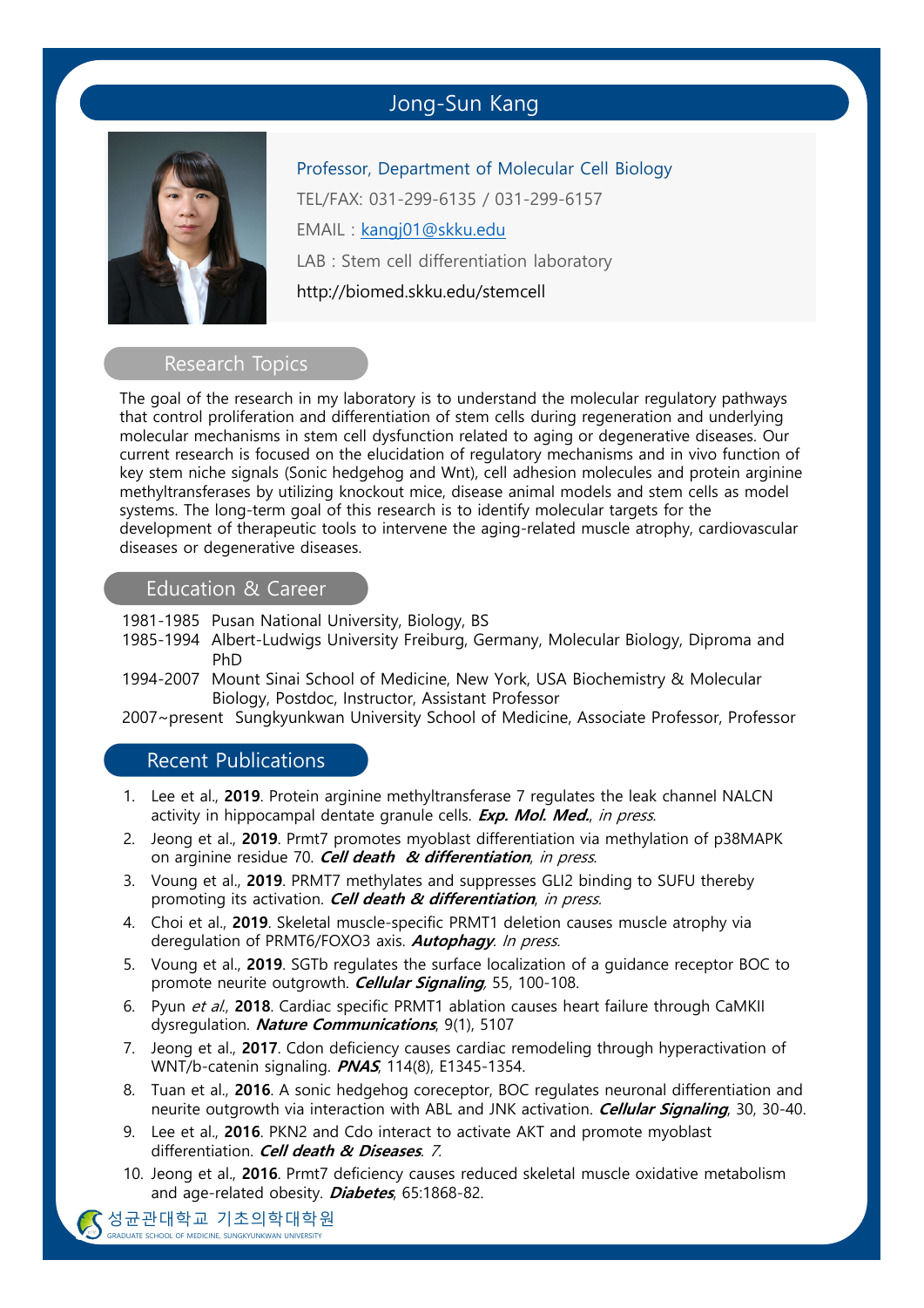# Jong-Sun Kang

Professor, Department of Molecular Cell Biology

TEL/FAX: 031-299-6135 / 031-299-6157

EMAIL : kangj01@skku.edu

LAB : Stem cell differentiation laboratory

http://biomed.skku.edu/stemcell

## Research Topics

The goal of the research in my laboratory is to understand the molecular regulatory pathways that control proliferation and differentiation of stem cells during regeneration and underlying molecular mechanisms in stem cell dysfunction related to aging or degenerative diseases. Our current research is focused on the elucidation of regulatory mechanisms and in vivo function of key stem niche signals (Sonic hedgehog and Wnt), cell adhesion molecules and protein arginine methyltransferases by utilizing knockout mice, disease animal models and stem cells as model systems. The long-term goal of this research is to identify molecular targets for the development of therapeutic tools to intervene the aging-related muscle atrophy, cardiovascular diseases or degenerative diseases.

## Education & Career

1981-1985 Pusan National University, Biology, BS

1985-1994 Albert-Ludwigs University Freiburg, Germany, Molecular Biology, Diproma and PhD

1994-2007 Mount Sinai School of Medicine, New York, USA Biochemistry & Molecular Biology, Postdoc, Instructor, Assistant Professor

2007~present Sungkyunkwan University School of Medicine, Associate Professor, Professor

## Recent Publications

1. Lee et al., **2019**. Protein arginine methyltransferase 7 regulates the leak channel NALCN activity in hippocampal dentate granule cells. ***Exp. Mol. Med.***, *in press.*
2. Jeong et al., **2019**. Prmt7 promotes myoblast differentiation via methylation of p38MAPK on arginine residue 70. ***Cell death & differentiation***, *in press.*
3. Voung et al., **2019**. PRMT7 methylates and suppresses GLI2 binding to SUFU thereby promoting its activation. ***Cell death & differentiation***, *in press.*
4. Choi et al., **2019**. Skeletal muscle-specific PRMT1 deletion causes muscle atrophy via deregulation of PRMT6/FOXO3 axis. ***Autophagy***. *In press.*
5. Voung et al., **2019**. SGTb regulates the surface localization of a guidance receptor BOC to promote neurite outgrowth. ***Cellular Signaling***, 55, 100-108.
6. Pyun *et al.*, **2018**. Cardiac specific PRMT1 ablation causes heart failure through CaMKII dysregulation. ***Nature Communications***, 9(1), 5107
7. Jeong et al., **2017**. Cdon deficiency causes cardiac remodeling through hyperactivation of WNT/b-catenin signaling. ***PNAS***, 114(8), E1345-1354.
8. Tuan et al., **2016**. A sonic hedgehog coreceptor, BOC regulates neuronal differentiation and neurite outgrowth via interaction with ABL and JNK activation. ***Cellular Signaling***, 30, 30-40.
9. Lee et al., **2016**. PKN2 and Cdo interact to activate AKT and promote myoblast differentiation. ***Cell death & Diseases***. *7.*
10. Jeong et al., **2016**. Prmt7 deficiency causes reduced skeletal muscle oxidative metabolism and age-related obesity. ***Diabetes***, 65:1868-82.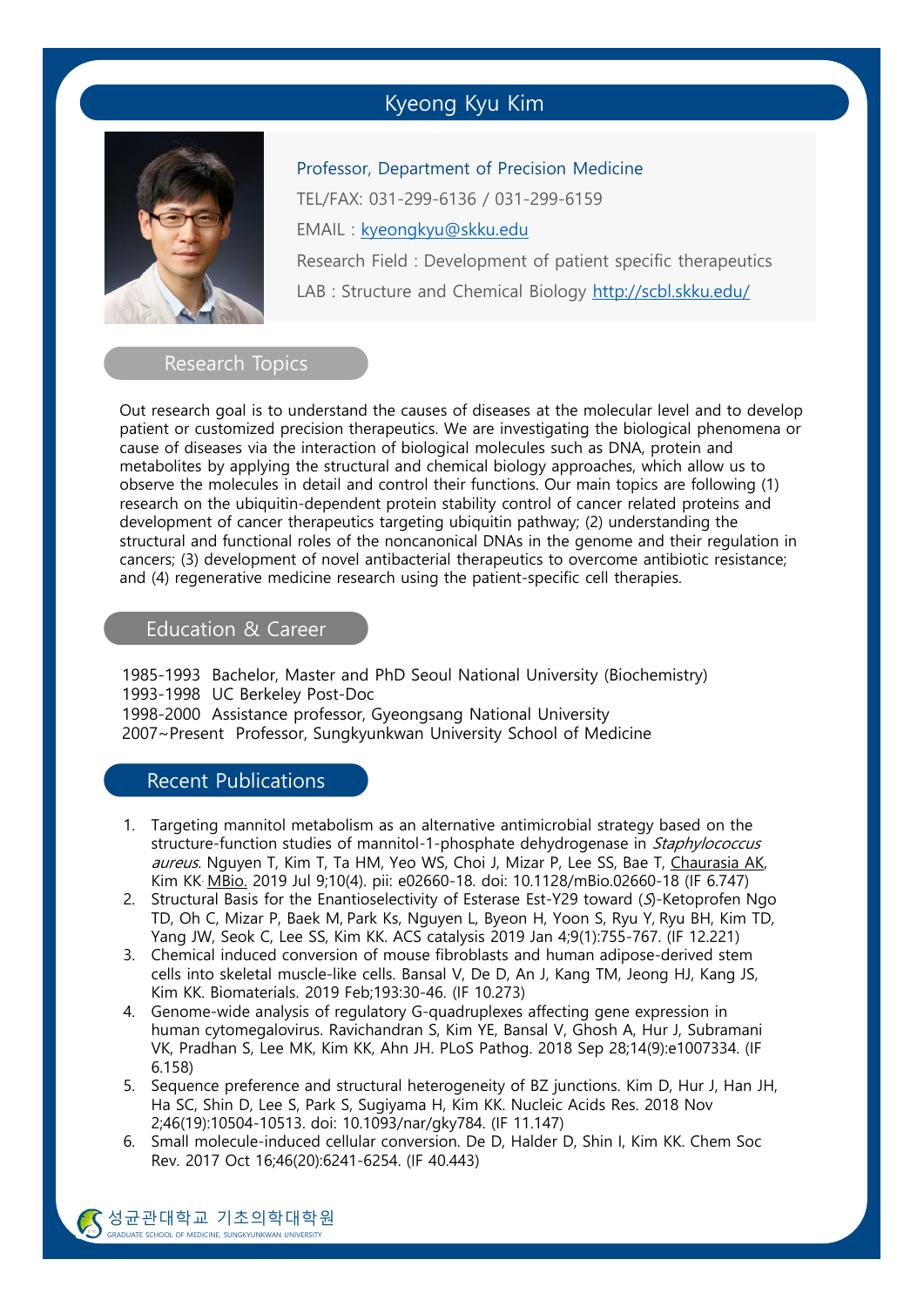# Kyeong Kyu Kim

Professor, Department of Precision Medicine

TEL/FAX: 031-299-6136 / 031-299-6159

EMAIL : kyeongkyu@skku.edu

Research Field : Development of patient specific therapeutics

LAB : Structure and Chemical Biology http://scbl.skku.edu/

## Research Topics

Out research goal is to understand the causes of diseases at the molecular level and to develop patient or customized precision therapeutics. We are investigating the biological phenomena or cause of diseases via the interaction of biological molecules such as DNA, protein and metabolites by applying the structural and chemical biology approaches, which allow us to observe the molecules in detail and control their functions. Our main topics are following (1) research on the ubiquitin-dependent protein stability control of cancer related proteins and development of cancer therapeutics targeting ubiquitin pathway; (2) understanding the structural and functional roles of the noncanonical DNAs in the genome and their regulation in cancers; (3) development of novel antibacterial therapeutics to overcome antibiotic resistance; and (4) regenerative medicine research using the patient-specific cell therapies.

## Education & Career

1985-1993 Bachelor, Master and PhD Seoul National University (Biochemistry)
1993-1998 UC Berkeley Post-Doc
1998-2000 Assistance professor, Gyeongsang National University
2007~Present Professor, Sungkyunkwan University School of Medicine

## Recent Publications

1. Targeting mannitol metabolism as an alternative antimicrobial strategy based on the structure-function studies of mannitol-1-phosphate dehydrogenase in *Staphylococcus aureus*. Nguyen T, Kim T, Ta HM, Yeo WS, Choi J, Mizar P, Lee SS, Bae T, Chaurasia AK, Kim KK. MBio. 2019 Jul 9;10(4). pii: e02660-18. doi: 10.1128/mBio.02660-18 (IF 6.747)
2. Structural Basis for the Enantioselectivity of Esterase Est-Y29 toward (*S*)-Ketoprofen Ngo TD, Oh C, Mizar P, Baek M, Park Ks, Nguyen L, Byeon H, Yoon S, Ryu Y, Ryu BH, Kim TD, Yang JW, Seok C, Lee SS, Kim KK. ACS catalysis 2019 Jan 4;9(1):755-767. (IF 12.221)
3. Chemical induced conversion of mouse fibroblasts and human adipose-derived stem cells into skeletal muscle-like cells. Bansal V, De D, An J, Kang TM, Jeong HJ, Kang JS, Kim KK. Biomaterials. 2019 Feb;193:30-46. (IF 10.273)
4. Genome-wide analysis of regulatory G-quadruplexes affecting gene expression in human cytomegalovirus. Ravichandran S, Kim YE, Bansal V, Ghosh A, Hur J, Subramani VK, Pradhan S, Lee MK, Kim KK, Ahn JH. PLoS Pathog. 2018 Sep 28;14(9):e1007334. (IF 6.158)
5. Sequence preference and structural heterogeneity of BZ junctions. Kim D, Hur J, Han JH, Ha SC, Shin D, Lee S, Park S, Sugiyama H, Kim KK. Nucleic Acids Res. 2018 Nov 2;46(19):10504-10513. doi: 10.1093/nar/gky784. (IF 11.147)
6. Small molecule-induced cellular conversion. De D, Halder D, Shin I, Kim KK. Chem Soc Rev. 2017 Oct 16;46(20):6241-6254. (IF 40.443)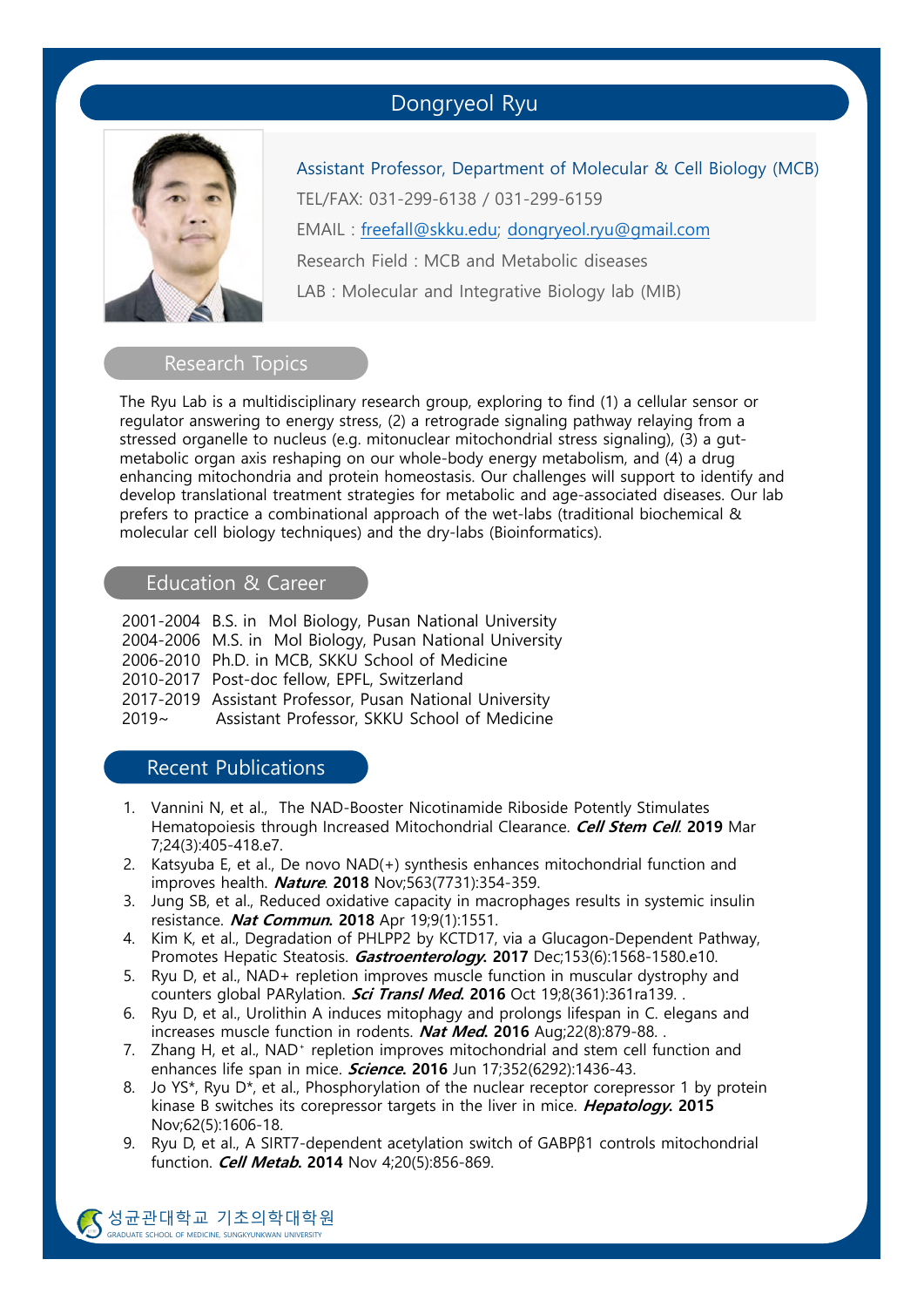# Dongryeol Ryu

Assistant Professor, Department of Molecular & Cell Biology (MCB)

TEL/FAX: 031-299-6138 / 031-299-6159

EMAIL : freefall@skku.edu; dongryeol.ryu@gmail.com

Research Field : MCB and Metabolic diseases

LAB : Molecular and Integrative Biology lab (MIB)

## Research Topics

The Ryu Lab is a multidisciplinary research group, exploring to find (1) a cellular sensor or regulator answering to energy stress, (2) a retrograde signaling pathway relaying from a stressed organelle to nucleus (e.g. mitonuclear mitochondrial stress signaling), (3) a gut-metabolic organ axis reshaping on our whole-body energy metabolism, and (4) a drug enhancing mitochondria and protein homeostasis. Our challenges will support to identify and develop translational treatment strategies for metabolic and age-associated diseases. Our lab prefers to practice a combinational approach of the wet-labs (traditional biochemical & molecular cell biology techniques) and the dry-labs (Bioinformatics).

## Education & Career

2001-2004 B.S. in Mol Biology, Pusan National University
2004-2006 M.S. in Mol Biology, Pusan National University
2006-2010 Ph.D. in MCB, SKKU School of Medicine
2010-2017 Post-doc fellow, EPFL, Switzerland
2017-2019 Assistant Professor, Pusan National University
2019~ Assistant Professor, SKKU School of Medicine

## Recent Publications

1. Vannini N, et al., The NAD-Booster Nicotinamide Riboside Potently Stimulates Hematopoiesis through Increased Mitochondrial Clearance. ***Cell Stem Cell***. **2019** Mar 7;24(3):405-418.e7.
2. Katsyuba E, et al., De novo NAD(+) synthesis enhances mitochondrial function and improves health. ***Nature***. **2018** Nov;563(7731):354-359.
3. Jung SB, et al., Reduced oxidative capacity in macrophages results in systemic insulin resistance. ***Nat Commun.*** **2018** Apr 19;9(1):1551.
4. Kim K, et al., Degradation of PHLPP2 by KCTD17, via a Glucagon-Dependent Pathway, Promotes Hepatic Steatosis. ***Gastroenterology.*** **2017** Dec;153(6):1568-1580.e10.
5. Ryu D, et al., NAD+ repletion improves muscle function in muscular dystrophy and counters global PARylation. ***Sci Transl Med.*** **2016** Oct 19;8(361):361ra139. .
6. Ryu D, et al., Urolithin A induces mitophagy and prolongs lifespan in C. elegans and increases muscle function in rodents. ***Nat Med.*** **2016** Aug;22(8):879-88. .
7. Zhang H, et al., NAD⁺ repletion improves mitochondrial and stem cell function and enhances life span in mice. ***Science.*** **2016** Jun 17;352(6292):1436-43.
8. Jo YS*, Ryu D*, et al., Phosphorylation of the nuclear receptor corepressor 1 by protein kinase B switches its corepressor targets in the liver in mice. ***Hepatology.*** **2015** Nov;62(5):1606-18.
9. Ryu D, et al., A SIRT7-dependent acetylation switch of GABPβ1 controls mitochondrial function. ***Cell Metab.*** **2014** Nov 4;20(5):856-869.

성균관대학교 기초의학대학원
GRADUATE SCHOOL OF MEDICINE, SUNGKYUNKWAN UNIVERSITY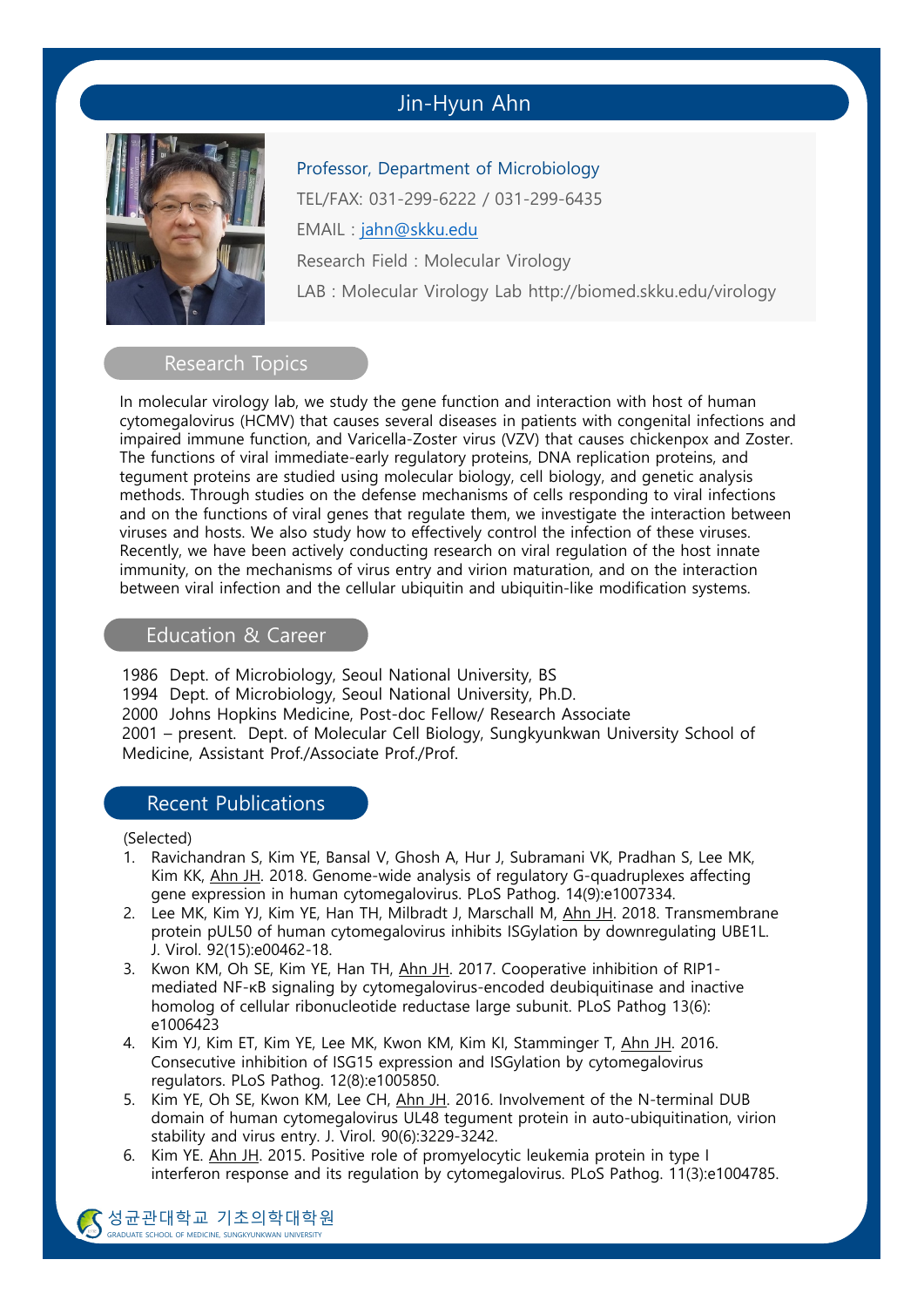# Jin-Hyun Ahn

Professor, Department of Microbiology

TEL/FAX: 031-299-6222 / 031-299-6435

EMAIL : jahn@skku.edu

Research Field : Molecular Virology

LAB : Molecular Virology Lab http://biomed.skku.edu/virology

## Research Topics

In molecular virology lab, we study the gene function and interaction with host of human cytomegalovirus (HCMV) that causes several diseases in patients with congenital infections and impaired immune function, and Varicella-Zoster virus (VZV) that causes chickenpox and Zoster. The functions of viral immediate-early regulatory proteins, DNA replication proteins, and tegument proteins are studied using molecular biology, cell biology, and genetic analysis methods. Through studies on the defense mechanisms of cells responding to viral infections and on the functions of viral genes that regulate them, we investigate the interaction between viruses and hosts. We also study how to effectively control the infection of these viruses. Recently, we have been actively conducting research on viral regulation of the host innate immunity, on the mechanisms of virus entry and virion maturation, and on the interaction between viral infection and the cellular ubiquitin and ubiquitin-like modification systems.

## Education & Career

1986 Dept. of Microbiology, Seoul National University, BS
1994 Dept. of Microbiology, Seoul National University, Ph.D.
2000 Johns Hopkins Medicine, Post-doc Fellow/ Research Associate
2001 – present. Dept. of Molecular Cell Biology, Sungkyunkwan University School of Medicine, Assistant Prof./Associate Prof./Prof.

## Recent Publications

(Selected)

1. Ravichandran S, Kim YE, Bansal V, Ghosh A, Hur J, Subramani VK, Pradhan S, Lee MK, Kim KK, Ahn JH. 2018. Genome-wide analysis of regulatory G-quadruplexes affecting gene expression in human cytomegalovirus. PLoS Pathog. 14(9):e1007334.
2. Lee MK, Kim YJ, Kim YE, Han TH, Milbradt J, Marschall M, Ahn JH. 2018. Transmembrane protein pUL50 of human cytomegalovirus inhibits ISGylation by downregulating UBE1L. J. Virol. 92(15):e00462-18.
3. Kwon KM, Oh SE, Kim YE, Han TH, Ahn JH. 2017. Cooperative inhibition of RIP1-mediated NF-κB signaling by cytomegalovirus-encoded deubiquitinase and inactive homolog of cellular ribonucleotide reductase large subunit. PLoS Pathog 13(6): e1006423
4. Kim YJ, Kim ET, Kim YE, Lee MK, Kwon KM, Kim KI, Stamminger T, Ahn JH. 2016. Consecutive inhibition of ISG15 expression and ISGylation by cytomegalovirus regulators. PLoS Pathog. 12(8):e1005850.
5. Kim YE, Oh SE, Kwon KM, Lee CH, Ahn JH. 2016. Involvement of the N-terminal DUB domain of human cytomegalovirus UL48 tegument protein in auto-ubiquitination, virion stability and virus entry. J. Virol. 90(6):3229-3242.
6. Kim YE. Ahn JH. 2015. Positive role of promyelocytic leukemia protein in type I interferon response and its regulation by cytomegalovirus. PLoS Pathog. 11(3):e1004785.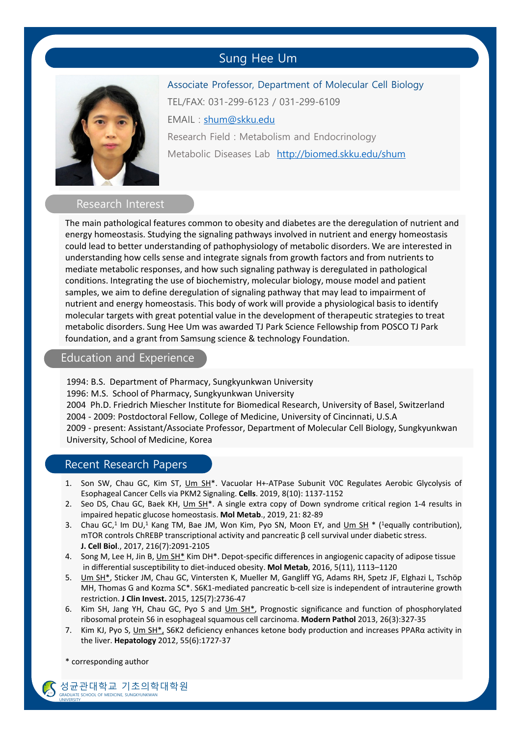# Sung Hee Um

Associate Professor, Department of Molecular Cell Biology

TEL/FAX: 031-299-6123 / 031-299-6109

EMAIL : shum@skku.edu

Research Field : Metabolism and Endocrinology

Metabolic Diseases Lab http://biomed.skku.edu/shum

## Research Interest

The main pathological features common to obesity and diabetes are the deregulation of nutrient and energy homeostasis. Studying the signaling pathways involved in nutrient and energy homeostasis could lead to better understanding of pathophysiology of metabolic disorders. We are interested in understanding how cells sense and integrate signals from growth factors and from nutrients to mediate metabolic responses, and how such signaling pathway is deregulated in pathological conditions. Integrating the use of biochemistry, molecular biology, mouse model and patient samples, we aim to define deregulation of signaling pathway that may lead to impairment of nutrient and energy homeostasis. This body of work will provide a physiological basis to identify molecular targets with great potential value in the development of therapeutic strategies to treat metabolic disorders. Sung Hee Um was awarded TJ Park Science Fellowship from POSCO TJ Park foundation, and a grant from Samsung science & technology Foundation.

## Education and Experience

1994: B.S. Department of Pharmacy, Sungkyunkwan University
1996: M.S. School of Pharmacy, Sungkyunkwan University
2004 Ph.D. Friedrich Miescher Institute for Biomedical Research, University of Basel, Switzerland
2004 - 2009: Postdoctoral Fellow, College of Medicine, University of Cincinnati, U.S.A
2009 - present: Assistant/Associate Professor, Department of Molecular Cell Biology, Sungkyunkwan University, School of Medicine, Korea

## Recent Research Papers

1. Son SW, Chau GC, Kim ST, Um SH*. Vacuolar H+-ATPase Subunit V0C Regulates Aerobic Glycolysis of Esophageal Cancer Cells via PKM2 Signaling. **Cells**. 2019, 8(10): 1137-1152
2. Seo DS, Chau GC, Baek KH, Um SH*. A single extra copy of Down syndrome critical region 1-4 results in impaired hepatic glucose homeostasis. **Mol Metab**., 2019, 21: 82-89
3. Chau GC,[1] Im DU,[1] Kang TM, Bae JM, Won Kim, Pyo SN, Moon EY, and Um SH * ([1]equally contribution), mTOR controls ChREBP transcriptional activity and pancreatic β cell survival under diabetic stress. **J. Cell Biol**., 2017, 216(7):2091-2105
4. Song M, Lee H, Jin B, Um SH* Kim DH*. Depot-specific differences in angiogenic capacity of adipose tissue in differential susceptibility to diet-induced obesity. **Mol Metab**, 2016, 5(11), 1113–1120
5. Um SH*, Sticker JM, Chau GC, Vintersten K, Mueller M, Gangliff YG, Adams RH, Spetz JF, Elghazi L, Tschöp MH, Thomas G and Kozma SC*. S6K1-mediated pancreatic b-cell size is independent of intrauterine growth restriction. **J Clin Invest.** 2015, 125(7):2736-47
6. Kim SH, Jang YH, Chau GC, Pyo S and Um SH*, Prognostic significance and function of phosphorylated ribosomal protein S6 in esophageal squamous cell carcinoma. **Modern Pathol** 2013, 26(3):327-35
7. Kim KJ, Pyo S, Um SH*, S6K2 deficiency enhances ketone body production and increases PPARα activity in the liver. **Hepatology** 2012, 55(6):1727-37

* corresponding author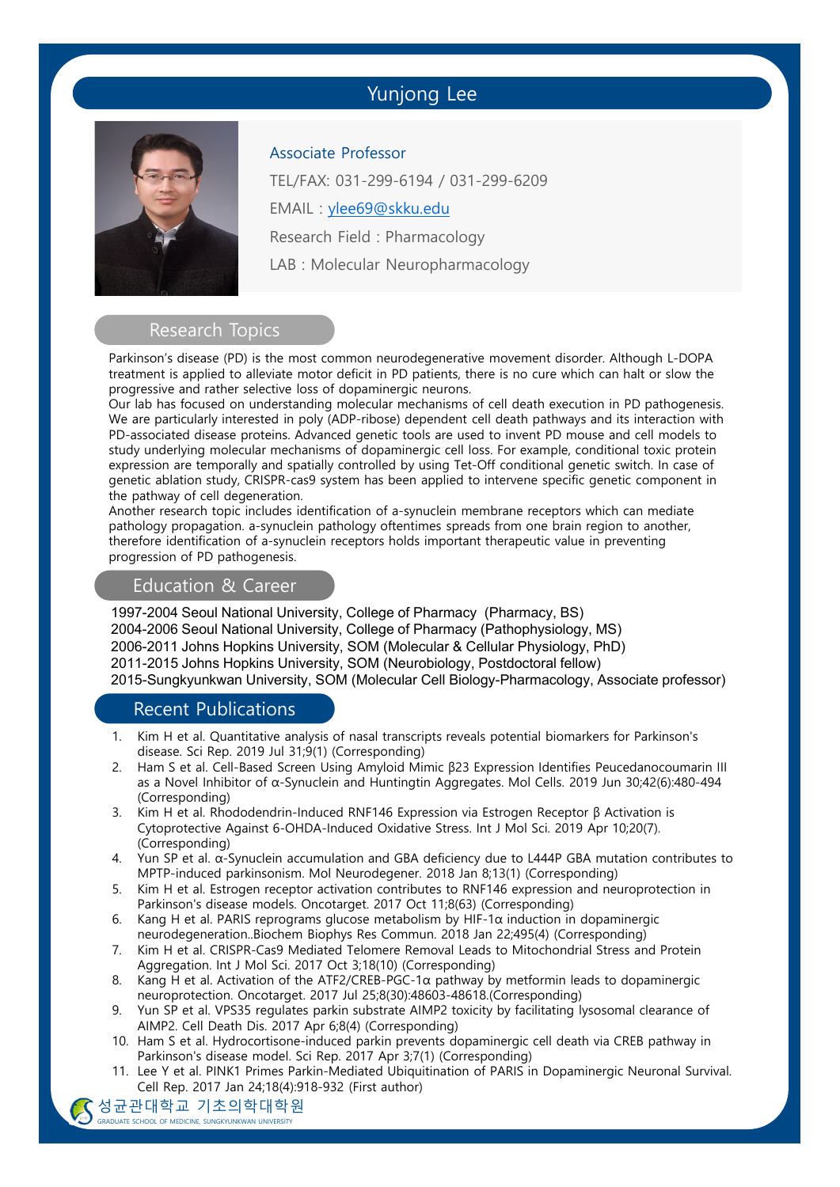# Yunjong Lee

Associate Professor

TEL/FAX: 031-299-6194 / 031-299-6209

EMAIL : ylee69@skku.edu

Research Field : Pharmacology

LAB : Molecular Neuropharmacology

## Research Topics

Parkinson's disease (PD) is the most common neurodegenerative movement disorder. Although L-DOPA treatment is applied to alleviate motor deficit in PD patients, there is no cure which can halt or slow the progressive and rather selective loss of dopaminergic neurons.
Our lab has focused on understanding molecular mechanisms of cell death execution in PD pathogenesis. We are particularly interested in poly (ADP-ribose) dependent cell death pathways and its interaction with PD-associated disease proteins. Advanced genetic tools are used to invent PD mouse and cell models to study underlying molecular mechanisms of dopaminergic cell loss. For example, conditional toxic protein expression are temporally and spatially controlled by using Tet-Off conditional genetic switch. In case of genetic ablation study, CRISPR-cas9 system has been applied to intervene specific genetic component in the pathway of cell degeneration.
Another research topic includes identification of a-synuclein membrane receptors which can mediate pathology propagation. a-synuclein pathology oftentimes spreads from one brain region to another, therefore identification of a-synuclein receptors holds important therapeutic value in preventing progression of PD pathogenesis.

## Education & Career

1997-2004 Seoul National University, College of Pharmacy (Pharmacy, BS)
2004-2006 Seoul National University, College of Pharmacy (Pathophysiology, MS)
2006-2011 Johns Hopkins University, SOM (Molecular & Cellular Physiology, PhD)
2011-2015 Johns Hopkins University, SOM (Neurobiology, Postdoctoral fellow)
2015-Sungkyunkwan University, SOM (Molecular Cell Biology-Pharmacology, Associate professor)

## Recent Publications

1. Kim H et al. Quantitative analysis of nasal transcripts reveals potential biomarkers for Parkinson's disease. Sci Rep. 2019 Jul 31;9(1) (Corresponding)
2. Ham S et al. Cell-Based Screen Using Amyloid Mimic β23 Expression Identifies Peucedanocoumarin III as a Novel Inhibitor of α-Synuclein and Huntingtin Aggregates. Mol Cells. 2019 Jun 30;42(6):480-494 (Corresponding)
3. Kim H et al. Rhododendrin-Induced RNF146 Expression via Estrogen Receptor β Activation is Cytoprotective Against 6-OHDA-Induced Oxidative Stress. Int J Mol Sci. 2019 Apr 10;20(7). (Corresponding)
4. Yun SP et al. α-Synuclein accumulation and GBA deficiency due to L444P GBA mutation contributes to MPTP-induced parkinsonism. Mol Neurodegener. 2018 Jan 8;13(1) (Corresponding)
5. Kim H et al. Estrogen receptor activation contributes to RNF146 expression and neuroprotection in Parkinson's disease models. Oncotarget. 2017 Oct 11;8(63) (Corresponding)
6. Kang H et al. PARIS reprograms glucose metabolism by HIF-1α induction in dopaminergic neurodegeneration..Biochem Biophys Res Commun. 2018 Jan 22;495(4) (Corresponding)
7. Kim H et al. CRISPR-Cas9 Mediated Telomere Removal Leads to Mitochondrial Stress and Protein Aggregation. Int J Mol Sci. 2017 Oct 3;18(10) (Corresponding)
8. Kang H et al. Activation of the ATF2/CREB-PGC-1α pathway by metformin leads to dopaminergic neuroprotection. Oncotarget. 2017 Jul 25;8(30):48603-48618.(Corresponding)
9. Yun SP et al. VPS35 regulates parkin substrate AIMP2 toxicity by facilitating lysosomal clearance of AIMP2. Cell Death Dis. 2017 Apr 6;8(4) (Corresponding)
10. Ham S et al. Hydrocortisone-induced parkin prevents dopaminergic cell death via CREB pathway in Parkinson's disease model. Sci Rep. 2017 Apr 3;7(1) (Corresponding)
11. Lee Y et al. PINK1 Primes Parkin-Mediated Ubiquitination of PARIS in Dopaminergic Neuronal Survival. Cell Rep. 2017 Jan 24;18(4):918-932 (First author)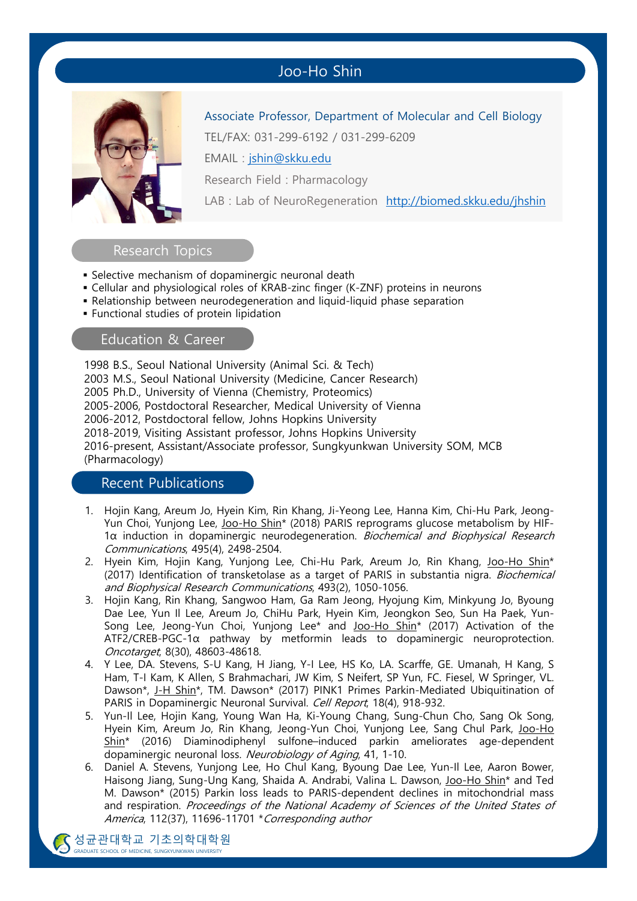# Joo-Ho Shin

Associate Professor, Department of Molecular and Cell Biology

TEL/FAX: 031-299-6192 / 031-299-6209

EMAIL : jshin@skku.edu

Research Field : Pharmacology

LAB : Lab of NeuroRegeneration http://biomed.skku.edu/jhshin

## Research Topics

- Selective mechanism of dopaminergic neuronal death
- Cellular and physiological roles of KRAB-zinc finger (K-ZNF) proteins in neurons
- Relationship between neurodegeneration and liquid-liquid phase separation
- Functional studies of protein lipidation

## Education & Career

1998 B.S., Seoul National University (Animal Sci. & Tech)
2003 M.S., Seoul National University (Medicine, Cancer Research)
2005 Ph.D., University of Vienna (Chemistry, Proteomics)
2005-2006, Postdoctoral Researcher, Medical University of Vienna
2006-2012, Postdoctoral fellow, Johns Hopkins University
2018-2019, Visiting Assistant professor, Johns Hopkins University
2016-present, Assistant/Associate professor, Sungkyunkwan University SOM, MCB (Pharmacology)

## Recent Publications

1. Hojin Kang, Areum Jo, Hyein Kim, Rin Khang, Ji-Yeong Lee, Hanna Kim, Chi-Hu Park, Jeong-Yun Choi, Yunjong Lee, Joo-Ho Shin* (2018) PARIS reprograms glucose metabolism by HIF-1α induction in dopaminergic neurodegeneration. *Biochemical and Biophysical Research Communications*, 495(4), 2498-2504.
2. Hyein Kim, Hojin Kang, Yunjong Lee, Chi-Hu Park, Areum Jo, Rin Khang, Joo-Ho Shin* (2017) Identification of transketolase as a target of PARIS in substantia nigra. *Biochemical and Biophysical Research Communications*, 493(2), 1050-1056.
3. Hojin Kang, Rin Khang, Sangwoo Ham, Ga Ram Jeong, Hyojung Kim, Minkyung Jo, Byoung Dae Lee, Yun Il Lee, Areum Jo, ChiHu Park, Hyein Kim, Jeongkon Seo, Sun Ha Paek, Yun-Song Lee, Jeong-Yun Choi, Yunjong Lee* and Joo-Ho Shin* (2017) Activation of the ATF2/CREB-PGC-1α pathway by metformin leads to dopaminergic neuroprotection. *Oncotarget*, 8(30), 48603-48618.
4. Y Lee, DA. Stevens, S-U Kang, H Jiang, Y-I Lee, HS Ko, LA. Scarffe, GE. Umanah, H Kang, S Ham, T-I Kam, K Allen, S Brahmachari, JW Kim, S Neifert, SP Yun, FC. Fiesel, W Springer, VL. Dawson*, J-H Shin*, TM. Dawson* (2017) PINK1 Primes Parkin-Mediated Ubiquitination of PARIS in Dopaminergic Neuronal Survival. *Cell Report*, 18(4), 918-932.
5. Yun-Il Lee, Hojin Kang, Young Wan Ha, Ki-Young Chang, Sung-Chun Cho, Sang Ok Song, Hyein Kim, Areum Jo, Rin Khang, Jeong-Yun Choi, Yunjong Lee, Sang Chul Park, Joo-Ho Shin* (2016) Diaminodiphenyl sulfone–induced parkin ameliorates age-dependent dopaminergic neuronal loss. *Neurobiology of Aging*, 41, 1-10.
6. Daniel A. Stevens, Yunjong Lee, Ho Chul Kang, Byoung Dae Lee, Yun-Il Lee, Aaron Bower, Haisong Jiang, Sung-Ung Kang, Shaida A. Andrabi, Valina L. Dawson, Joo-Ho Shin* and Ted M. Dawson* (2015) Parkin loss leads to PARIS-dependent declines in mitochondrial mass and respiration. *Proceedings of the National Academy of Sciences of the United States of America*, 112(37), 11696-11701 **Corresponding author*

성균관대학교 기초의학대학원
GRADUATE SCHOOL OF MEDICINE, SUNGKYUNKWAN UNIVERSITY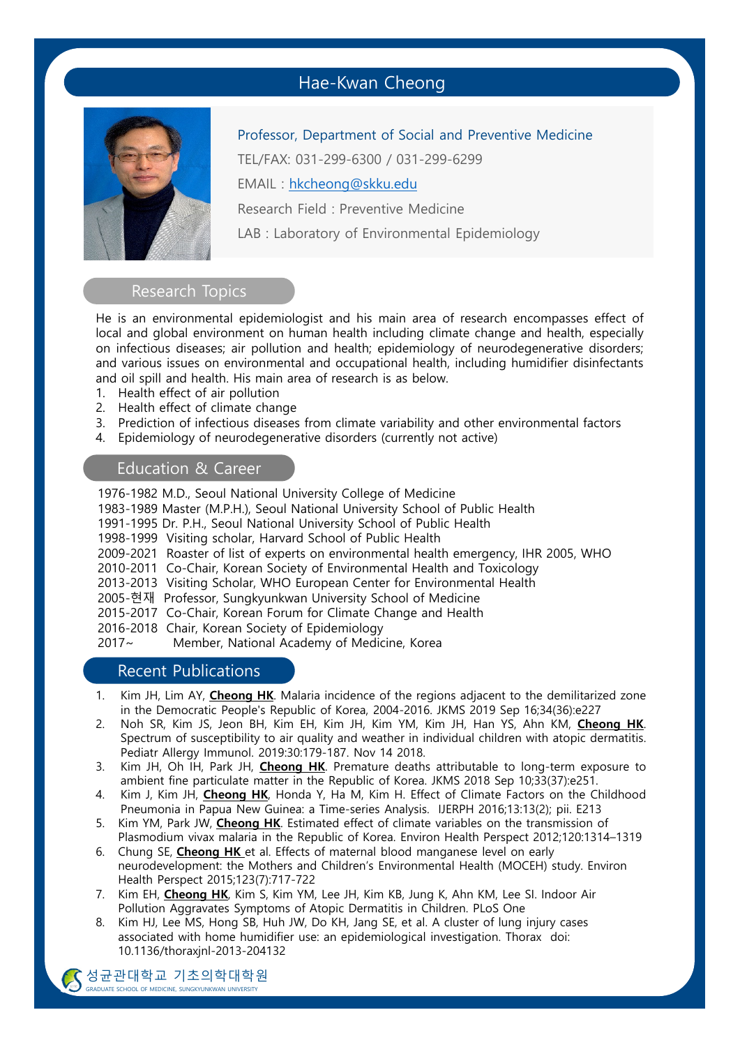# Hae-Kwan Cheong

Professor, Department of Social and Preventive Medicine

TEL/FAX: 031-299-6300 / 031-299-6299

EMAIL : hkcheong@skku.edu

Research Field : Preventive Medicine

LAB : Laboratory of Environmental Epidemiology

## Research Topics

He is an environmental epidemiologist and his main area of research encompasses effect of local and global environment on human health including climate change and health, especially on infectious diseases; air pollution and health; epidemiology of neurodegenerative disorders; and various issues on environmental and occupational health, including humidifier disinfectants and oil spill and health. His main area of research is as below.

1. Health effect of air pollution
2. Health effect of climate change
3. Prediction of infectious diseases from climate variability and other environmental factors
4. Epidemiology of neurodegenerative disorders (currently not active)

## Education & Career

1976-1982 M.D., Seoul National University College of Medicine
1983-1989 Master (M.P.H.), Seoul National University School of Public Health
1991-1995 Dr. P.H., Seoul National University School of Public Health
1998-1999 Visiting scholar, Harvard School of Public Health
2009-2021 Roaster of list of experts on environmental health emergency, IHR 2005, WHO
2010-2011 Co-Chair, Korean Society of Environmental Health and Toxicology
2013-2013 Visiting Scholar, WHO European Center for Environmental Health
2005-현재 Professor, Sungkyunkwan University School of Medicine
2015-2017 Co-Chair, Korean Forum for Climate Change and Health
2016-2018 Chair, Korean Society of Epidemiology
2017~ Member, National Academy of Medicine, Korea

## Recent Publications

1. Kim JH, Lim AY, **Cheong HK**. Malaria incidence of the regions adjacent to the demilitarized zone in the Democratic People's Republic of Korea, 2004-2016. JKMS 2019 Sep 16;34(36):e227
2. Noh SR, Kim JS, Jeon BH, Kim EH, Kim JH, Kim YM, Kim JH, Han YS, Ahn KM, **Cheong HK**. Spectrum of susceptibility to air quality and weather in individual children with atopic dermatitis. Pediatr Allergy Immunol. 2019:30:179-187. Nov 14 2018.
3. Kim JH, Oh IH, Park JH, **Cheong HK**. Premature deaths attributable to long-term exposure to ambient fine particulate matter in the Republic of Korea. JKMS 2018 Sep 10;33(37):e251.
4. Kim J, Kim JH, **Cheong HK**, Honda Y, Ha M, Kim H. Effect of Climate Factors on the Childhood Pneumonia in Papua New Guinea: a Time-series Analysis. IJERPH 2016;13:13(2); pii. E213
5. Kim YM, Park JW, **Cheong HK**. Estimated effect of climate variables on the transmission of Plasmodium vivax malaria in the Republic of Korea. Environ Health Perspect 2012;120:1314–1319
6. Chung SE, **Cheong HK** et al. Effects of maternal blood manganese level on early neurodevelopment: the Mothers and Children's Environmental Health (MOCEH) study. Environ Health Perspect 2015;123(7):717-722
7. Kim EH, **Cheong HK**, Kim S, Kim YM, Lee JH, Kim KB, Jung K, Ahn KM, Lee SI. Indoor Air Pollution Aggravates Symptoms of Atopic Dermatitis in Children. PLoS One
8. Kim HJ, Lee MS, Hong SB, Huh JW, Do KH, Jang SE, et al. A cluster of lung injury cases associated with home humidifier use: an epidemiological investigation. Thorax doi: 10.1136/thoraxjnl-2013-204132

성균관대학교 기초의학대학원
GRADUATE SCHOOL OF MEDICINE, SUNGKYUNKWAN UNIVERSITY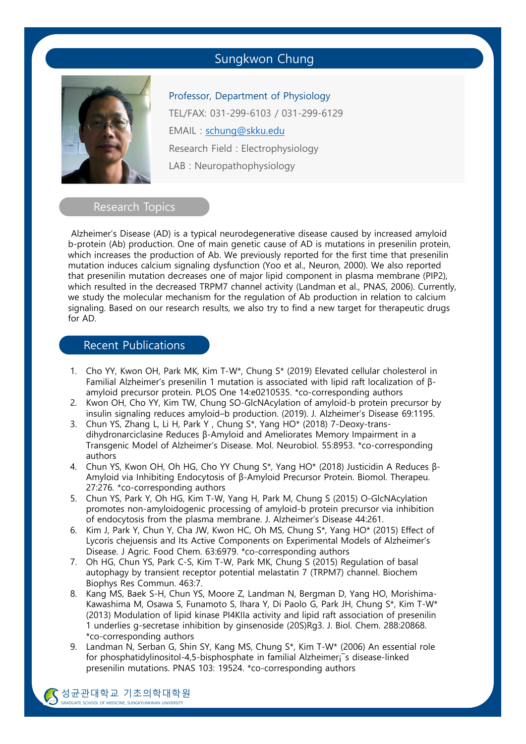# Sungkwon Chung

Professor, Department of Physiology

TEL/FAX: 031-299-6103 / 031-299-6129

EMAIL : schung@skku.edu

Research Field : Electrophysiology

LAB : Neuropathophysiology

## Research Topics

Alzheimer's Disease (AD) is a typical neurodegenerative disease caused by increased amyloid b-protein (Ab) production. One of main genetic cause of AD is mutations in presenilin protein, which increases the production of Ab. We previously reported for the first time that presenilin mutation induces calcium signaling dysfunction (Yoo et al., Neuron, 2000). We also reported that presenilin mutation decreases one of major lipid component in plasma membrane (PIP2), which resulted in the decreased TRPM7 channel activity (Landman et al., PNAS, 2006). Currently, we study the molecular mechanism for the regulation of Ab production in relation to calcium signaling. Based on our research results, we also try to find a new target for therapeutic drugs for AD.

## Recent Publications

1. Cho YY, Kwon OH, Park MK, Kim T-W*, Chung S* (2019) Elevated cellular cholesterol in Familial Alzheimer's presenilin 1 mutation is associated with lipid raft localization of β-amyloid precursor protein. PLOS One 14:e0210535. *co-corresponding authors
2. Kwon OH, Cho YY, Kim TW, Chung SO-GlcNAcylation of amyloid-b protein precursor by insulin signaling reduces amyloid–b production. (2019). J. Alzheimer's Disease 69:1195.
3. Chun YS, Zhang L, Li H, Park Y , Chung S*, Yang HO* (2018) 7-Deoxy-trans-dihydronarciclasine Reduces β-Amyloid and Ameliorates Memory Impairment in a Transgenic Model of Alzheimer's Disease. Mol. Neurobiol. 55:8953. *co-corresponding authors
4. Chun YS, Kwon OH, Oh HG, Cho YY Chung S*, Yang HO* (2018) Justicidin A Reduces β-Amyloid via Inhibiting Endocytosis of β-Amyloid Precursor Protein. Biomol. Therapeu. 27:276. *co-corresponding authors
5. Chun YS, Park Y, Oh HG, Kim T-W, Yang H, Park M, Chung S (2015) O-GlcNAcylation promotes non-amyloidogenic processing of amyloid-b protein precursor via inhibition of endocytosis from the plasma membrane. J. Alzheimer's Disease 44:261.
6. Kim J, Park Y, Chun YS, Cha JW, Kwon HC, Oh MS, Chung S*, Yang HO* (2015) Effect of Lycoris chejuensis and Its Active Components on Experimental Models of Alzheimer's Disease. J Agric. Food Chem. 63:6979. *co-corresponding authors
7. Oh HG, Chun YS, Park C-S, Kim T-W, Park MK, Chung S (2015) Regulation of basal autophagy by transient receptor potential melastatin 7 (TRPM7) channel. Biochem Biophys Res Commun. 463:7.
8. Kang MS, Baek S-H, Chun YS, Moore Z, Landman N, Bergman D, Yang HO, Morishima-Kawashima M, Osawa S, Funamoto S, Ihara Y, Di Paolo G, Park JH, Chung S*, Kim T-W* (2013) Modulation of lipid kinase PI4KIIa activity and lipid raft association of presenilin 1 underlies g-secretase inhibition by ginsenoside (20S)Rg3. J. Biol. Chem. 288:20868. *co-corresponding authors
9. Landman N, Serban G, Shin SY, Kang MS, Chung S*, Kim T-W* (2006) An essential role for phosphatidylinositol-4,5-bisphosphate in familial Alzheimer¡¯s disease-linked presenilin mutations. PNAS 103: 19524. *co-corresponding authors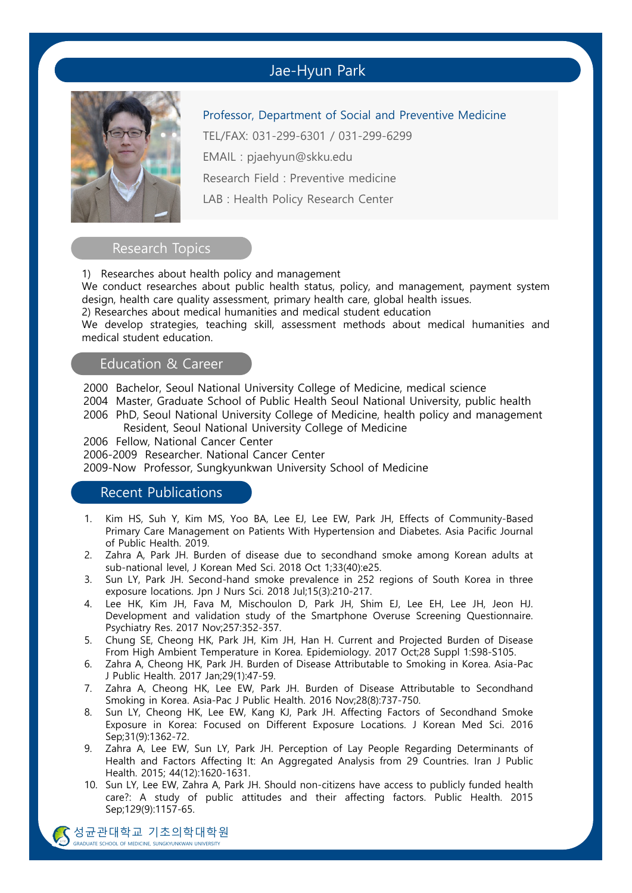# Jae-Hyun Park

Professor, Department of Social and Preventive Medicine

TEL/FAX: 031-299-6301 / 031-299-6299

EMAIL : pjaehyun@skku.edu

Research Field : Preventive medicine

LAB : Health Policy Research Center

## Research Topics

1) Researches about health policy and management

We conduct researches about public health status, policy, and management, payment system design, health care quality assessment, primary health care, global health issues.

2) Researches about medical humanities and medical student education

We develop strategies, teaching skill, assessment methods about medical humanities and medical student education.

## Education & Career

2000 Bachelor, Seoul National University College of Medicine, medical science

2004 Master, Graduate School of Public Health Seoul National University, public health

2006 PhD, Seoul National University College of Medicine, health policy and management

Resident, Seoul National University College of Medicine

2006 Fellow, National Cancer Center

2006-2009 Researcher. National Cancer Center

2009-Now Professor, Sungkyunkwan University School of Medicine

## Recent Publications

1. Kim HS, Suh Y, Kim MS, Yoo BA, Lee EJ, Lee EW, Park JH, Effects of Community-Based Primary Care Management on Patients With Hypertension and Diabetes. Asia Pacific Journal of Public Health. 2019.
2. Zahra A, Park JH. Burden of disease due to secondhand smoke among Korean adults at sub-national level, J Korean Med Sci. 2018 Oct 1;33(40):e25.
3. Sun LY, Park JH. Second-hand smoke prevalence in 252 regions of South Korea in three exposure locations. Jpn J Nurs Sci. 2018 Jul;15(3):210-217.
4. Lee HK, Kim JH, Fava M, Mischoulon D, Park JH, Shim EJ, Lee EH, Lee JH, Jeon HJ. Development and validation study of the Smartphone Overuse Screening Questionnaire. Psychiatry Res. 2017 Nov;257:352-357.
5. Chung SE, Cheong HK, Park JH, Kim JH, Han H. Current and Projected Burden of Disease From High Ambient Temperature in Korea. Epidemiology. 2017 Oct;28 Suppl 1:S98-S105.
6. Zahra A, Cheong HK, Park JH. Burden of Disease Attributable to Smoking in Korea. Asia-Pac J Public Health. 2017 Jan;29(1):47-59.
7. Zahra A, Cheong HK, Lee EW, Park JH. Burden of Disease Attributable to Secondhand Smoking in Korea. Asia-Pac J Public Health. 2016 Nov;28(8):737-750.
8. Sun LY, Cheong HK, Lee EW, Kang KJ, Park JH. Affecting Factors of Secondhand Smoke Exposure in Korea: Focused on Different Exposure Locations. J Korean Med Sci. 2016 Sep;31(9):1362-72.
9. Zahra A, Lee EW, Sun LY, Park JH. Perception of Lay People Regarding Determinants of Health and Factors Affecting It: An Aggregated Analysis from 29 Countries. Iran J Public Health. 2015; 44(12):1620-1631.
10. Sun LY, Lee EW, Zahra A, Park JH. Should non-citizens have access to publicly funded health care?: A study of public attitudes and their affecting factors. Public Health. 2015 Sep;129(9):1157-65.

성균관대학교 기초의학대학원
GRADUATE SCHOOL OF MEDICINE, SUNGKYUNKWAN UNIVERSITY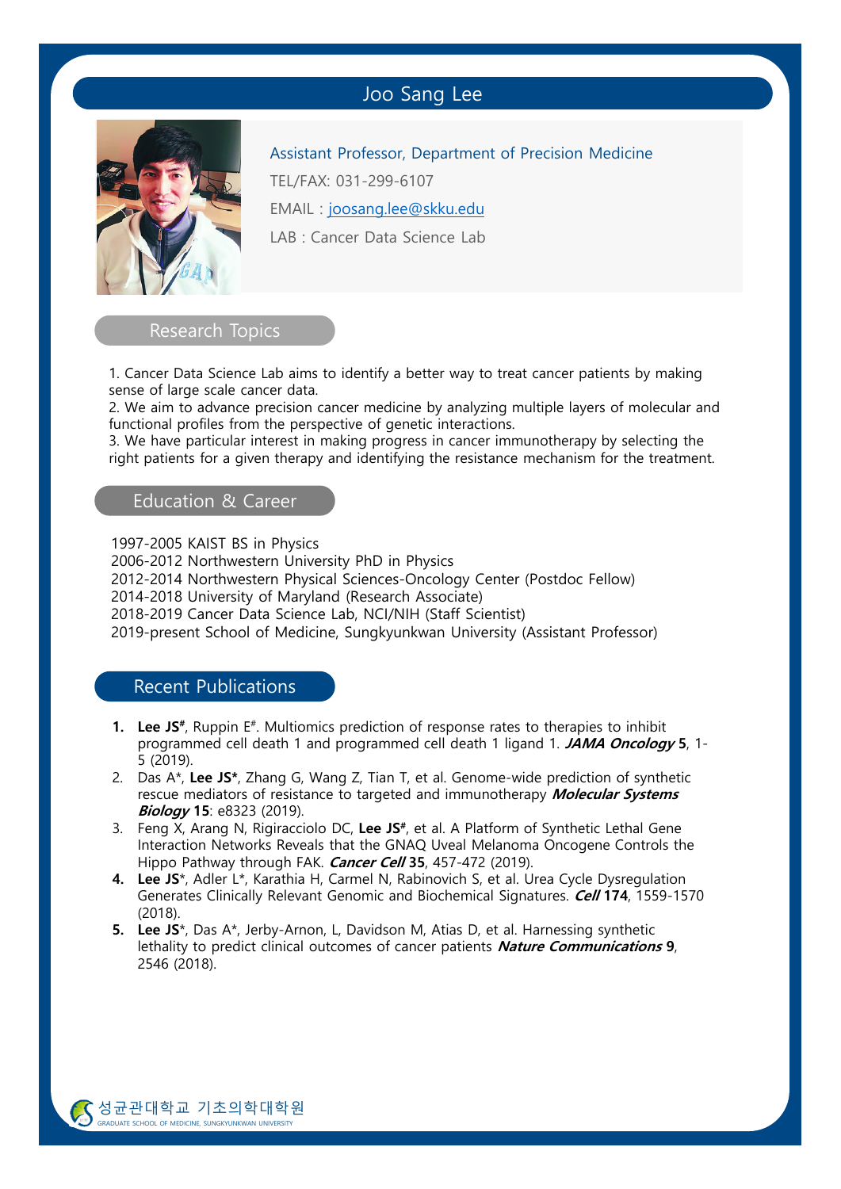# Joo Sang Lee

Assistant Professor, Department of Precision Medicine

TEL/FAX: 031-299-6107

EMAIL : joosang.lee@skku.edu

LAB : Cancer Data Science Lab

## Research Topics

1. Cancer Data Science Lab aims to identify a better way to treat cancer patients by making sense of large scale cancer data.
2. We aim to advance precision cancer medicine by analyzing multiple layers of molecular and functional profiles from the perspective of genetic interactions.
3. We have particular interest in making progress in cancer immunotherapy by selecting the right patients for a given therapy and identifying the resistance mechanism for the treatment.

## Education & Career

1997-2005 KAIST BS in Physics
2006-2012 Northwestern University PhD in Physics
2012-2014 Northwestern Physical Sciences-Oncology Center (Postdoc Fellow)
2014-2018 University of Maryland (Research Associate)
2018-2019 Cancer Data Science Lab, NCI/NIH (Staff Scientist)
2019-present School of Medicine, Sungkyunkwan University (Assistant Professor)

## Recent Publications

1. **Lee JS**[#], Ruppin E[#]. Multiomics prediction of response rates to therapies to inhibit programmed cell death 1 and programmed cell death 1 ligand 1. ***JAMA Oncology*** **5**, 1-5 (2019).
2. Das A*, **Lee JS***, Zhang G, Wang Z, Tian T, et al. Genome-wide prediction of synthetic rescue mediators of resistance to targeted and immunotherapy ***Molecular Systems Biology*** **15**: e8323 (2019).
3. Feng X, Arang N, Rigiracciolo DC, **Lee JS**[#], et al. A Platform of Synthetic Lethal Gene Interaction Networks Reveals that the GNAQ Uveal Melanoma Oncogene Controls the Hippo Pathway through FAK. ***Cancer Cell*** **35**, 457-472 (2019).
4. **Lee JS***, Adler L*, Karathia H, Carmel N, Rabinovich S, et al. Urea Cycle Dysregulation Generates Clinically Relevant Genomic and Biochemical Signatures. ***Cell*** **174**, 1559-1570 (2018).
5. **Lee JS***, Das A*, Jerby-Arnon, L, Davidson M, Atias D, et al. Harnessing synthetic lethality to predict clinical outcomes of cancer patients ***Nature Communications*** **9**, 2546 (2018).

성균관대학교 기초의학대학원
GRADUATE SCHOOL OF MEDICINE, SUNGKYUNKWAN UNIVERSITY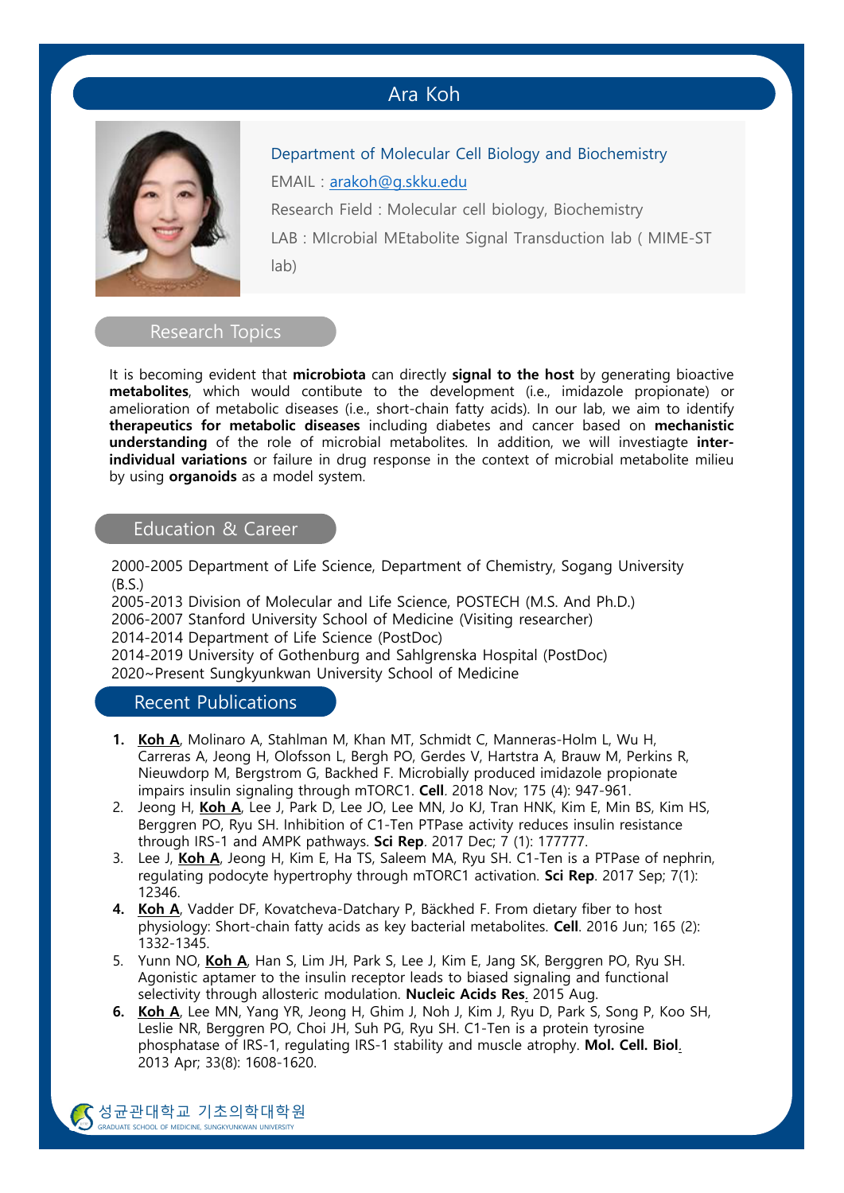# Ara Koh

Department of Molecular Cell Biology and Biochemistry

EMAIL : arakoh@g.skku.edu

Research Field : Molecular cell biology, Biochemistry

LAB : MIcrobial MEtabolite Signal Transduction lab ( MIME-ST lab)

## Research Topics

It is becoming evident that **microbiota** can directly **signal to the host** by generating bioactive **metabolites**, which would contibute to the development (i.e., imidazole propionate) or amelioration of metabolic diseases (i.e., short-chain fatty acids). In our lab, we aim to identify **therapeutics for metabolic diseases** including diabetes and cancer based on **mechanistic understanding** of the role of microbial metabolites. In addition, we will investiagte **inter-individual variations** or failure in drug response in the context of microbial metabolite milieu by using **organoids** as a model system.

## Education & Career

2000-2005 Department of Life Science, Department of Chemistry, Sogang University (B.S.)
2005-2013 Division of Molecular and Life Science, POSTECH (M.S. And Ph.D.)
2006-2007 Stanford University School of Medicine (Visiting researcher)
2014-2014 Department of Life Science (PostDoc)
2014-2019 University of Gothenburg and Sahlgrenska Hospital (PostDoc)
2020~Present Sungkyunkwan University School of Medicine

## Recent Publications

1. **Koh A**, Molinaro A, Stahlman M, Khan MT, Schmidt C, Manneras-Holm L, Wu H, Carreras A, Jeong H, Olofsson L, Bergh PO, Gerdes V, Hartstra A, Brauw M, Perkins R, Nieuwdorp M, Bergstrom G, Backhed F. Microbially produced imidazole propionate impairs insulin signaling through mTORC1. **Cell**. 2018 Nov; 175 (4): 947-961.
2. Jeong H, **Koh A**, Lee J, Park D, Lee JO, Lee MN, Jo KJ, Tran HNK, Kim E, Min BS, Kim HS, Berggren PO, Ryu SH. Inhibition of C1-Ten PTPase activity reduces insulin resistance through IRS-1 and AMPK pathways. **Sci Rep**. 2017 Dec; 7 (1): 177777.
3. Lee J, **Koh A**, Jeong H, Kim E, Ha TS, Saleem MA, Ryu SH. C1-Ten is a PTPase of nephrin, regulating podocyte hypertrophy through mTORC1 activation. **Sci Rep**. 2017 Sep; 7(1): 12346.
4. **Koh A**, Vadder DF, Kovatcheva-Datchary P, Bäckhed F. From dietary fiber to host physiology: Short-chain fatty acids as key bacterial metabolites. **Cell**. 2016 Jun; 165 (2): 1332-1345.
5. Yunn NO, **Koh A**, Han S, Lim JH, Park S, Lee J, Kim E, Jang SK, Berggren PO, Ryu SH. Agonistic aptamer to the insulin receptor leads to biased signaling and functional selectivity through allosteric modulation. **Nucleic Acids Res**. 2015 Aug.
6. **Koh A**, Lee MN, Yang YR, Jeong H, Ghim J, Noh J, Kim J, Ryu D, Park S, Song P, Koo SH, Leslie NR, Berggren PO, Choi JH, Suh PG, Ryu SH. C1-Ten is a protein tyrosine phosphatase of IRS-1, regulating IRS-1 stability and muscle atrophy. **Mol. Cell. Biol**. 2013 Apr; 33(8): 1608-1620.

성균관대학교 기초의학대학원
GRADUATE SCHOOL OF MEDICINE, SUNGKYUNKWAN UNIVERSITY